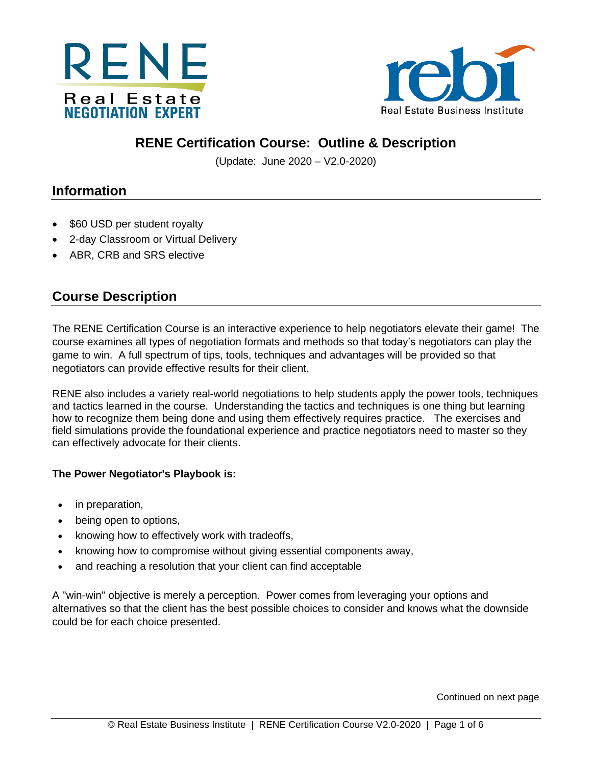# RENE Certification Course: Outline & Description

(Update: June 2020 – V2.0-2020)

## Information

- $60 USD per student royalty
- 2-day Classroom or Virtual Delivery
- ABR, CRB and SRS elective

## Course Description

The RENE Certification Course is an interactive experience to help negotiators elevate their game! The course examines all types of negotiation formats and methods so that today's negotiators can play the game to win. A full spectrum of tips, tools, techniques and advantages will be provided so that negotiators can provide effective results for their client.

RENE also includes a variety real-world negotiations to help students apply the power tools, techniques and tactics learned in the course. Understanding the tactics and techniques is one thing but learning how to recognize them being done and using them effectively requires practice. The exercises and field simulations provide the foundational experience and practice negotiators need to master so they can effectively advocate for their clients.

**The Power Negotiator's Playbook is:**

- in preparation,
- being open to options,
- knowing how to effectively work with tradeoffs,
- knowing how to compromise without giving essential components away,
- and reaching a resolution that your client can find acceptable

A "win-win" objective is merely a perception. Power comes from leveraging your options and alternatives so that the client has the best possible choices to consider and knows what the downside could be for each choice presented.

Continued on next page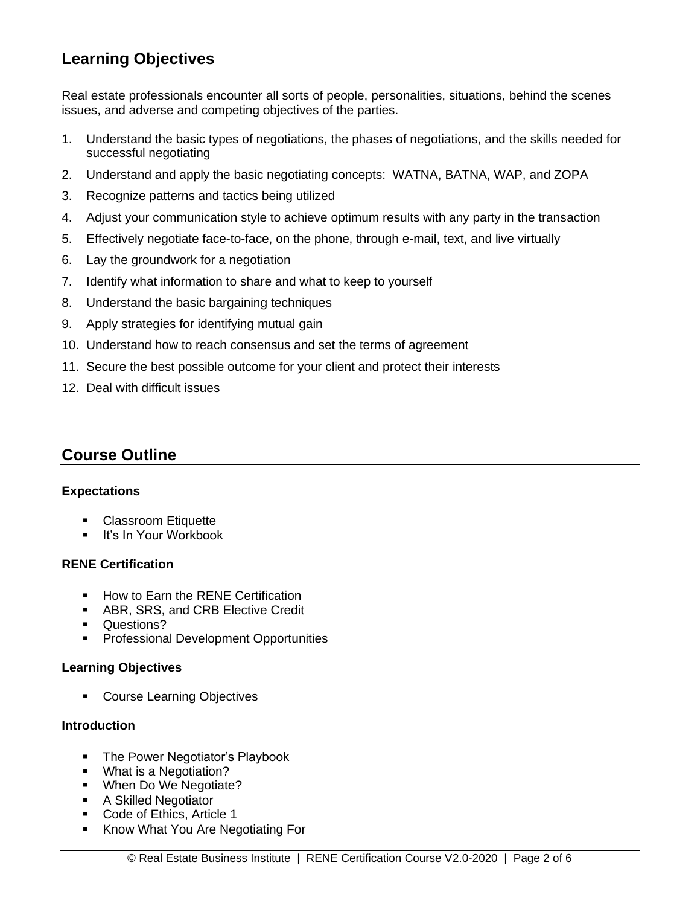## Learning Objectives

Real estate professionals encounter all sorts of people, personalities, situations, behind the scenes issues, and adverse and competing objectives of the parties.

1. Understand the basic types of negotiations, the phases of negotiations, and the skills needed for successful negotiating
2. Understand and apply the basic negotiating concepts: WATNA, BATNA, WAP, and ZOPA
3. Recognize patterns and tactics being utilized
4. Adjust your communication style to achieve optimum results with any party in the transaction
5. Effectively negotiate face-to-face, on the phone, through e-mail, text, and live virtually
6. Lay the groundwork for a negotiation
7. Identify what information to share and what to keep to yourself
8. Understand the basic bargaining techniques
9. Apply strategies for identifying mutual gain
10. Understand how to reach consensus and set the terms of agreement
11. Secure the best possible outcome for your client and protect their interests
12. Deal with difficult issues

## Course Outline

**Expectations**

- Classroom Etiquette
- It's In Your Workbook

**RENE Certification**

- How to Earn the RENE Certification
- ABR, SRS, and CRB Elective Credit
- Questions?
- Professional Development Opportunities

**Learning Objectives**

- Course Learning Objectives

**Introduction**

- The Power Negotiator's Playbook
- What is a Negotiation?
- When Do We Negotiate?
- A Skilled Negotiator
- Code of Ethics, Article 1
- Know What You Are Negotiating For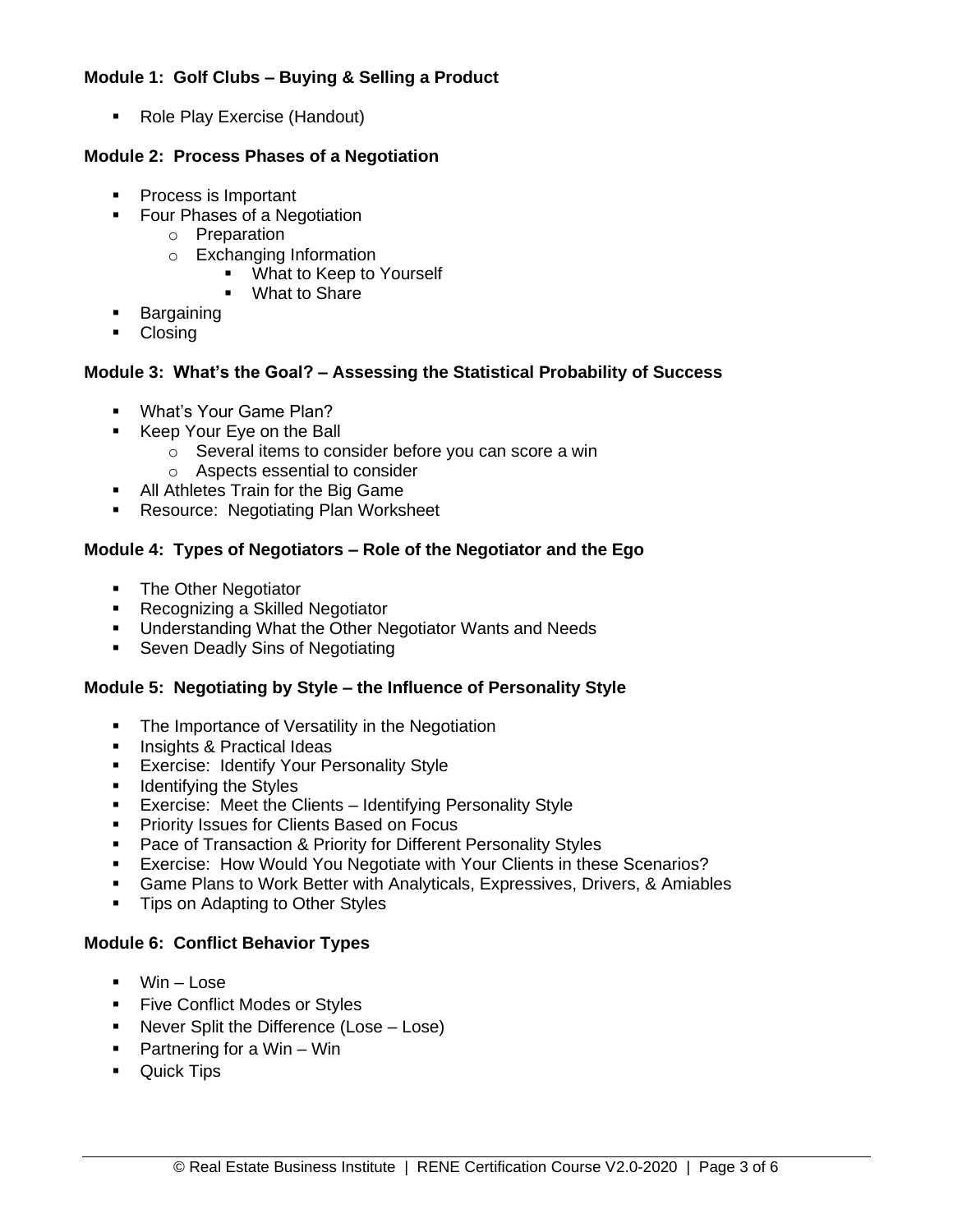**Module 1: Golf Clubs – Buying & Selling a Product**

- Role Play Exercise (Handout)

**Module 2: Process Phases of a Negotiation**

- Process is Important
- Four Phases of a Negotiation
  - Preparation
  - Exchanging Information
    - What to Keep to Yourself
    - What to Share
- Bargaining
- Closing

**Module 3: What's the Goal? – Assessing the Statistical Probability of Success**

- What's Your Game Plan?
- Keep Your Eye on the Ball
  - Several items to consider before you can score a win
  - Aspects essential to consider
- All Athletes Train for the Big Game
- Resource: Negotiating Plan Worksheet

**Module 4: Types of Negotiators – Role of the Negotiator and the Ego**

- The Other Negotiator
- Recognizing a Skilled Negotiator
- Understanding What the Other Negotiator Wants and Needs
- Seven Deadly Sins of Negotiating

**Module 5: Negotiating by Style – the Influence of Personality Style**

- The Importance of Versatility in the Negotiation
- Insights & Practical Ideas
- Exercise: Identify Your Personality Style
- Identifying the Styles
- Exercise: Meet the Clients – Identifying Personality Style
- Priority Issues for Clients Based on Focus
- Pace of Transaction & Priority for Different Personality Styles
- Exercise: How Would You Negotiate with Your Clients in these Scenarios?
- Game Plans to Work Better with Analyticals, Expressives, Drivers, & Amiables
- Tips on Adapting to Other Styles

**Module 6: Conflict Behavior Types**

- Win – Lose
- Five Conflict Modes or Styles
- Never Split the Difference (Lose – Lose)
- Partnering for a Win – Win
- Quick Tips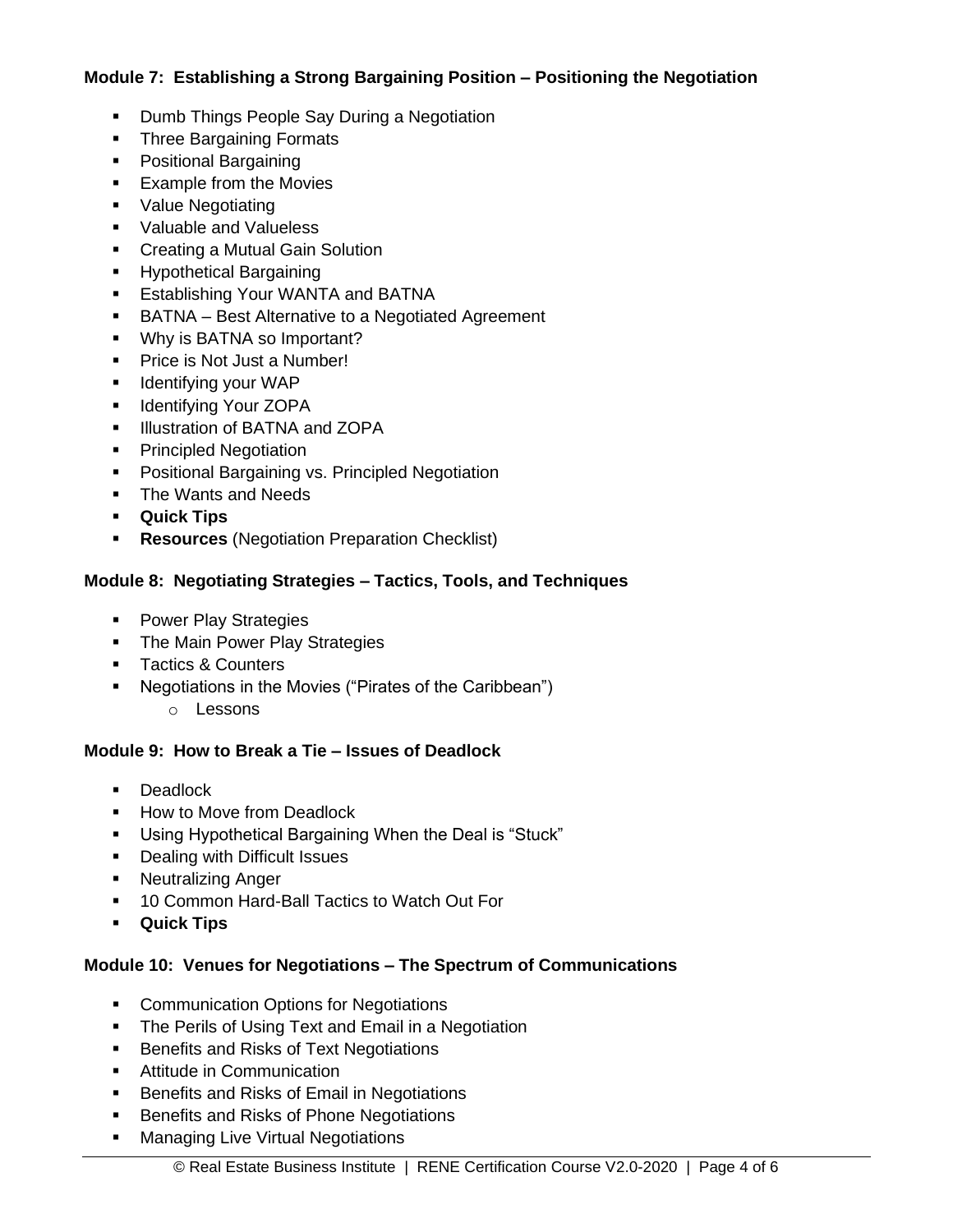**Module 7: Establishing a Strong Bargaining Position – Positioning the Negotiation**

- Dumb Things People Say During a Negotiation
- Three Bargaining Formats
- Positional Bargaining
- Example from the Movies
- Value Negotiating
- Valuable and Valueless
- Creating a Mutual Gain Solution
- Hypothetical Bargaining
- Establishing Your WANTA and BATNA
- BATNA – Best Alternative to a Negotiated Agreement
- Why is BATNA so Important?
- Price is Not Just a Number!
- Identifying your WAP
- Identifying Your ZOPA
- Illustration of BATNA and ZOPA
- Principled Negotiation
- Positional Bargaining vs. Principled Negotiation
- The Wants and Needs
- **Quick Tips**
- **Resources** (Negotiation Preparation Checklist)

**Module 8: Negotiating Strategies – Tactics, Tools, and Techniques**

- Power Play Strategies
- The Main Power Play Strategies
- Tactics & Counters
- Negotiations in the Movies ("Pirates of the Caribbean")
  - Lessons

**Module 9: How to Break a Tie – Issues of Deadlock**

- Deadlock
- How to Move from Deadlock
- Using Hypothetical Bargaining When the Deal is "Stuck"
- Dealing with Difficult Issues
- Neutralizing Anger
- 10 Common Hard-Ball Tactics to Watch Out For
- **Quick Tips**

**Module 10: Venues for Negotiations – The Spectrum of Communications**

- Communication Options for Negotiations
- The Perils of Using Text and Email in a Negotiation
- Benefits and Risks of Text Negotiations
- Attitude in Communication
- Benefits and Risks of Email in Negotiations
- Benefits and Risks of Phone Negotiations
- Managing Live Virtual Negotiations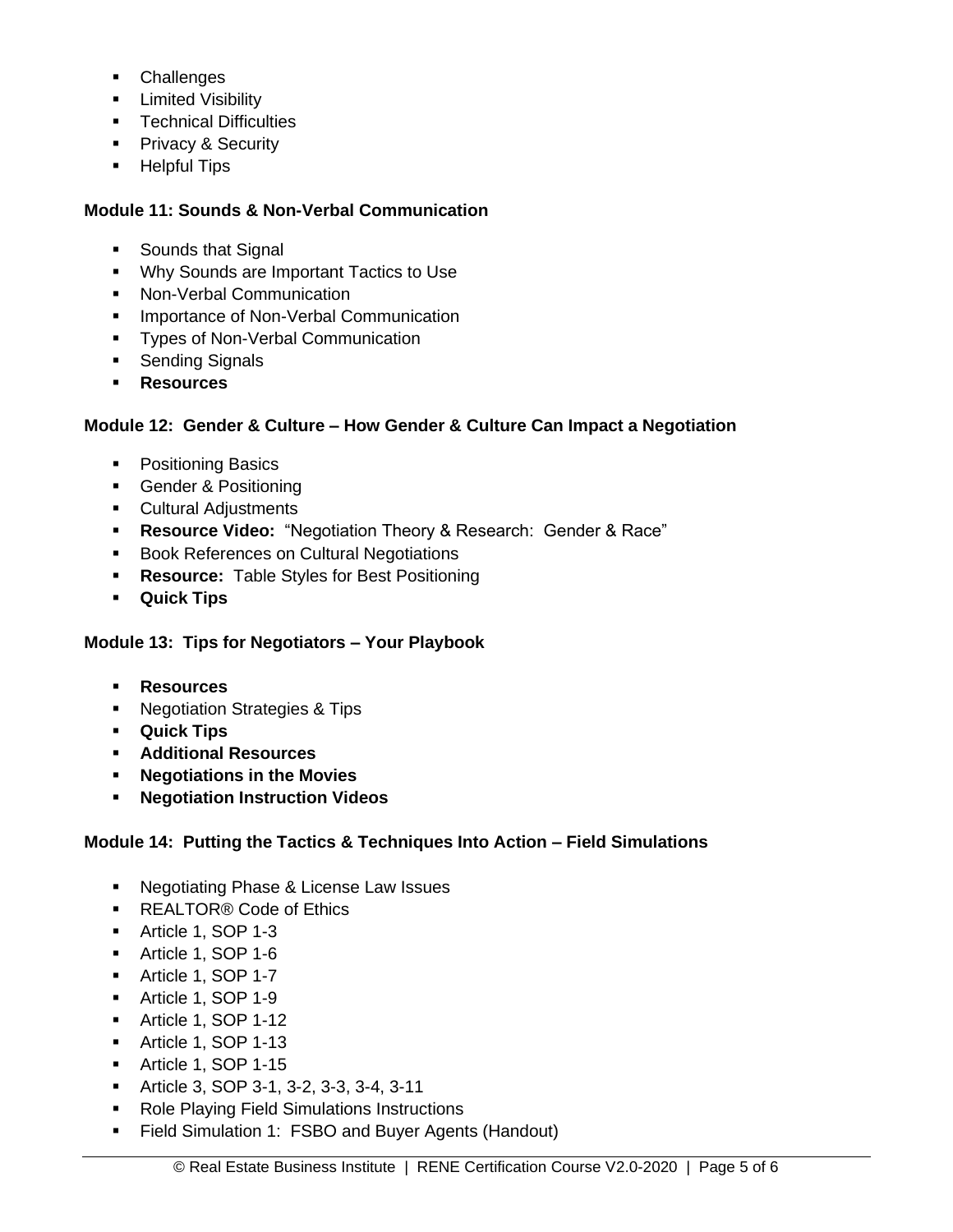- Challenges
- Limited Visibility
- Technical Difficulties
- Privacy & Security
- Helpful Tips

**Module 11: Sounds & Non-Verbal Communication**

- Sounds that Signal
- Why Sounds are Important Tactics to Use
- Non-Verbal Communication
- Importance of Non-Verbal Communication
- Types of Non-Verbal Communication
- Sending Signals
- **Resources**

**Module 12: Gender & Culture – How Gender & Culture Can Impact a Negotiation**

- Positioning Basics
- Gender & Positioning
- Cultural Adjustments
- **Resource Video:** "Negotiation Theory & Research: Gender & Race"
- Book References on Cultural Negotiations
- **Resource:** Table Styles for Best Positioning
- **Quick Tips**

**Module 13: Tips for Negotiators – Your Playbook**

- **Resources**
- Negotiation Strategies & Tips
- **Quick Tips**
- **Additional Resources**
- **Negotiations in the Movies**
- **Negotiation Instruction Videos**

**Module 14: Putting the Tactics & Techniques Into Action – Field Simulations**

- Negotiating Phase & License Law Issues
- REALTOR® Code of Ethics
- Article 1, SOP 1-3
- Article 1, SOP 1-6
- Article 1, SOP 1-7
- Article 1, SOP 1-9
- Article 1, SOP 1-12
- Article 1, SOP 1-13
- Article 1, SOP 1-15
- Article 3, SOP 3-1, 3-2, 3-3, 3-4, 3-11
- Role Playing Field Simulations Instructions
- Field Simulation 1: FSBO and Buyer Agents (Handout)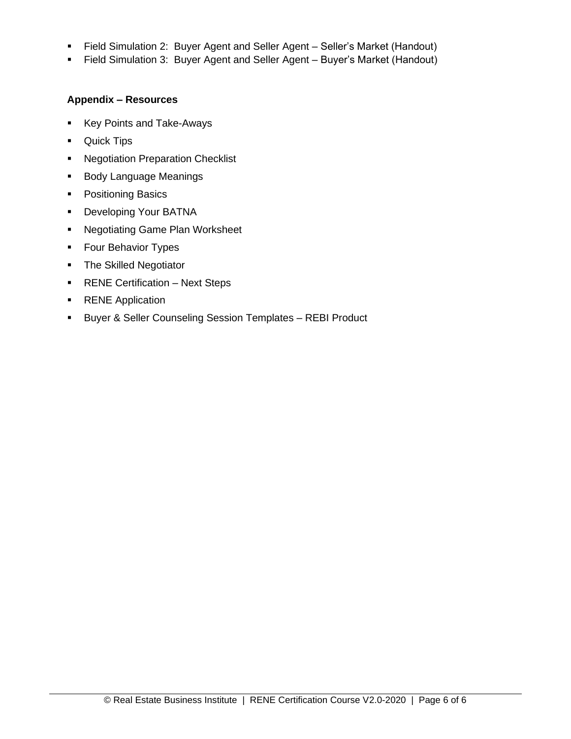- Field Simulation 2: Buyer Agent and Seller Agent – Seller's Market (Handout)
- Field Simulation 3: Buyer Agent and Seller Agent – Buyer's Market (Handout)

**Appendix – Resources**

- Key Points and Take-Aways
- Quick Tips
- Negotiation Preparation Checklist
- Body Language Meanings
- Positioning Basics
- Developing Your BATNA
- Negotiating Game Plan Worksheet
- Four Behavior Types
- The Skilled Negotiator
- RENE Certification – Next Steps
- RENE Application
- Buyer & Seller Counseling Session Templates – REBI Product